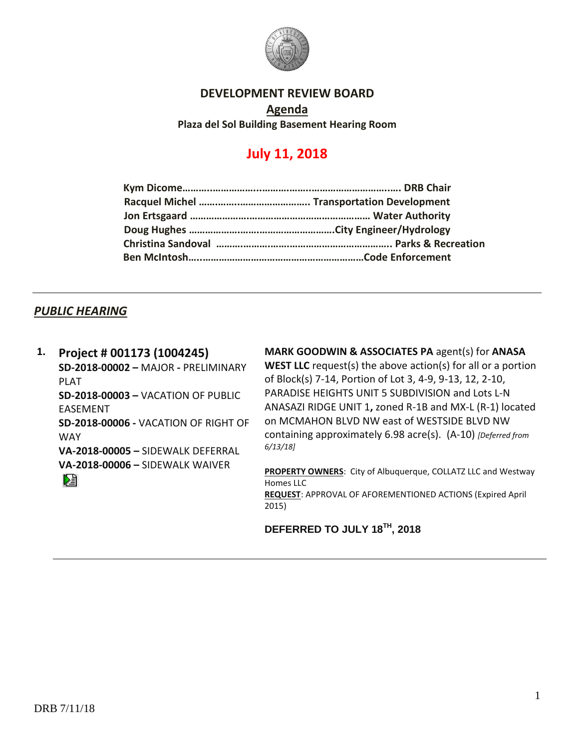# DEVELOPMENT REVIEW BOARD

## Agenda

**Plaza del Sol Building Basement Hearing Room**

## July 11, 2018

**Kym Dicome……………………………………………………………….. DRB Chair**
**Racquel Michel ……………………………………. Transportation Development**
**Jon Ertsgaard ………………………………………………………… Water Authority**
**Doug Hughes ……………………………………………….City Engineer/Hydrology**
**Christina Sandoval ……………………………………………………….. Parks & Recreation**
**Ben McIntosh………………………………………………………Code Enforcement**

---

## *PUBLIC HEARING*

**1. Project # 001173 (1004245)**
**SD-2018-00002 –** MAJOR - PRELIMINARY PLAT
**SD-2018-00003 –** VACATION OF PUBLIC EASEMENT
**SD-2018-00006 -** VACATION OF RIGHT OF WAY
**VA-2018-00005 –** SIDEWALK DEFERRAL
**VA-2018-00006 –** SIDEWALK WAIVER

**MARK GOODWIN & ASSOCIATES PA** agent(s) for **ANASA WEST LLC** request(s) the above action(s) for all or a portion of Block(s) 7-14, Portion of Lot 3, 4-9, 9-13, 12, 2-10, PARADISE HEIGHTS UNIT 5 SUBDIVISION and Lots L-N ANASAZI RIDGE UNIT 1**,** zoned R-1B and MX-L (R-1) located on MCMAHON BLVD NW east of WESTSIDE BLVD NW containing approximately 6.98 acre(s). (A-10) *[Deferred from 6/13/18]*

**PROPERTY OWNERS**: City of Albuquerque, COLLATZ LLC and Westway Homes LLC
**REQUEST**: APPROVAL OF AFOREMENTIONED ACTIONS (Expired April 2015)

**DEFERRED TO JULY 18TH, 2018**

---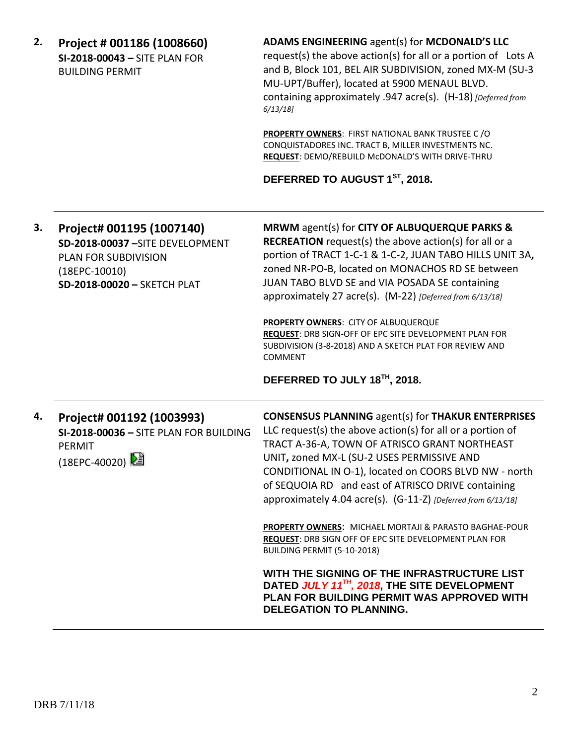**2.** **Project # 001186 (1008660)**
**SI-2018-00043 –** SITE PLAN FOR BUILDING PERMIT

**ADAMS ENGINEERING** agent(s) for **MCDONALD'S LLC** request(s) the above action(s) for all or a portion of Lots A and B, Block 101, BEL AIR SUBDIVISION, zoned MX-M (SU-3 MU-UPT/Buffer), located at 5900 MENAUL BLVD. containing approximately .947 acre(s). (H-18) *[Deferred from 6/13/18]*

**PROPERTY OWNERS**: FIRST NATIONAL BANK TRUSTEE C /O CONQUISTADORES INC. TRACT B, MILLER INVESTMENTS NC.
**REQUEST**: DEMO/REBUILD McDONALD'S WITH DRIVE-THRU

**DEFERRED TO AUGUST 1ST, 2018.**

---

**3.** **Project# 001195 (1007140)**
**SD-2018-00037 –**SITE DEVELOPMENT PLAN FOR SUBDIVISION (18EPC-10010)
**SD-2018-00020 –** SKETCH PLAT

**MRWM** agent(s) for **CITY OF ALBUQUERQUE PARKS & RECREATION** request(s) the above action(s) for all or a portion of TRACT 1-C-1 & 1-C-2, JUAN TABO HILLS UNIT 3A**,** zoned NR-PO-B, located on MONACHOS RD SE between JUAN TABO BLVD SE and VIA POSADA SE containing approximately 27 acre(s). (M-22) *[Deferred from 6/13/18]*

**PROPERTY OWNERS**: CITY OF ALBUQUERQUE
**REQUEST**: DRB SIGN-OFF OF EPC SITE DEVELOPMENT PLAN FOR SUBDIVISION (3-8-2018) AND A SKETCH PLAT FOR REVIEW AND COMMENT

**DEFERRED TO JULY 18TH, 2018.**

---

**4.** **Project# 001192 (1003993)**
**SI-2018-00036 –** SITE PLAN FOR BUILDING PERMIT
(18EPC-40020)

**CONSENSUS PLANNING** agent(s) for **THAKUR ENTERPRISES** LLC request(s) the above action(s) for all or a portion of TRACT A-36-A, TOWN OF ATRISCO GRANT NORTHEAST UNIT**,** zoned MX-L (SU-2 USES PERMISSIVE AND CONDITIONAL IN O-1), located on COORS BLVD NW - north of SEQUOIA RD and east of ATRISCO DRIVE containing approximately 4.04 acre(s). (G-11-Z) *[Deferred from 6/13/18]*

**PROPERTY OWNERS**: MICHAEL MORTAJI & PARASTO BAGHAE-POUR
**REQUEST**: DRB SIGN OFF OF EPC SITE DEVELOPMENT PLAN FOR BUILDING PERMIT (5-10-2018)

**WITH THE SIGNING OF THE INFRASTRUCTURE LIST DATED *JULY 11TH, 2018*, THE SITE DEVELOPMENT PLAN FOR BUILDING PERMIT WAS APPROVED WITH DELEGATION TO PLANNING.**

---

DRB 7/11/18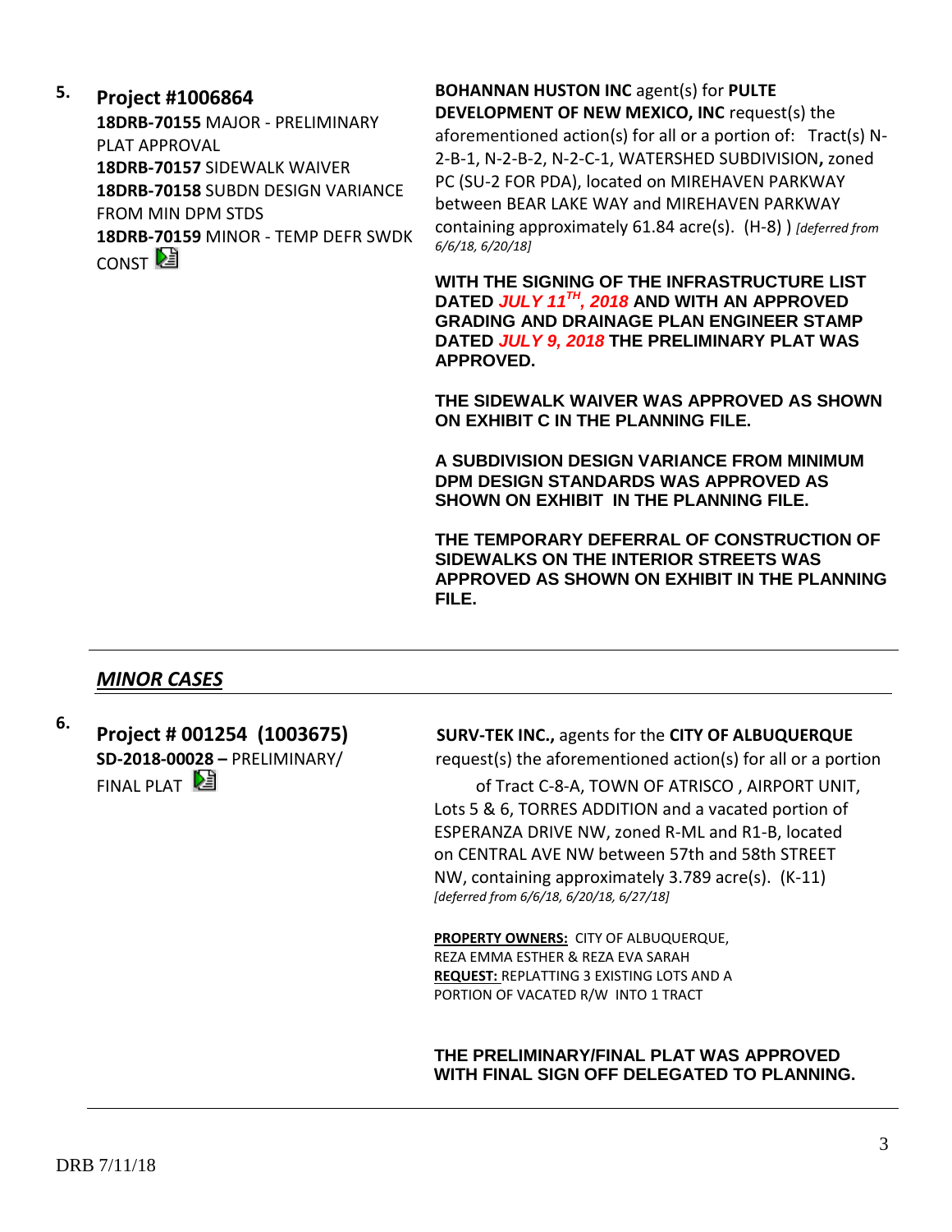5\. **Project #1006864**
**18DRB-70155** MAJOR - PRELIMINARY PLAT APPROVAL
**18DRB-70157** SIDEWALK WAIVER
**18DRB-70158** SUBDN DESIGN VARIANCE FROM MIN DPM STDS
**18DRB-70159** MINOR - TEMP DEFR SWDK CONST

**BOHANNAN HUSTON INC** agent(s) for **PULTE DEVELOPMENT OF NEW MEXICO, INC** request(s) the aforementioned action(s) for all or a portion of: Tract(s) N-2-B-1, N-2-B-2, N-2-C-1, WATERSHED SUBDIVISION**,** zoned PC (SU-2 FOR PDA), located on MIREHAVEN PARKWAY between BEAR LAKE WAY and MIREHAVEN PARKWAY containing approximately 61.84 acre(s). (H-8) ) *[deferred from 6/6/18, 6/20/18]*

**WITH THE SIGNING OF THE INFRASTRUCTURE LIST DATED *JULY 11TH, 2018* AND WITH AN APPROVED GRADING AND DRAINAGE PLAN ENGINEER STAMP DATED *JULY 9, 2018* THE PRELIMINARY PLAT WAS APPROVED.**

**THE SIDEWALK WAIVER WAS APPROVED AS SHOWN ON EXHIBIT C IN THE PLANNING FILE.**

**A SUBDIVISION DESIGN VARIANCE FROM MINIMUM DPM DESIGN STANDARDS WAS APPROVED AS SHOWN ON EXHIBIT IN THE PLANNING FILE.**

**THE TEMPORARY DEFERRAL OF CONSTRUCTION OF SIDEWALKS ON THE INTERIOR STREETS WAS APPROVED AS SHOWN ON EXHIBIT IN THE PLANNING FILE.**

## ***MINOR CASES***

6\. **Project # 001254 (1003675)**
**SD-2018-00028 –** PRELIMINARY/ FINAL PLAT

**SURV-TEK INC.,** agents for the **CITY OF ALBUQUERQUE** request(s) the aforementioned action(s) for all or a portion of Tract C-8-A, TOWN OF ATRISCO , AIRPORT UNIT, Lots 5 & 6, TORRES ADDITION and a vacated portion of ESPERANZA DRIVE NW, zoned R-ML and R1-B, located on CENTRAL AVE NW between 57th and 58th STREET NW, containing approximately 3.789 acre(s). (K-11) *[deferred from 6/6/18, 6/20/18, 6/27/18]*

**PROPERTY OWNERS:** CITY OF ALBUQUERQUE, REZA EMMA ESTHER & REZA EVA SARAH
**REQUEST:** REPLATTING 3 EXISTING LOTS AND A PORTION OF VACATED R/W INTO 1 TRACT

**THE PRELIMINARY/FINAL PLAT WAS APPROVED WITH FINAL SIGN OFF DELEGATED TO PLANNING.**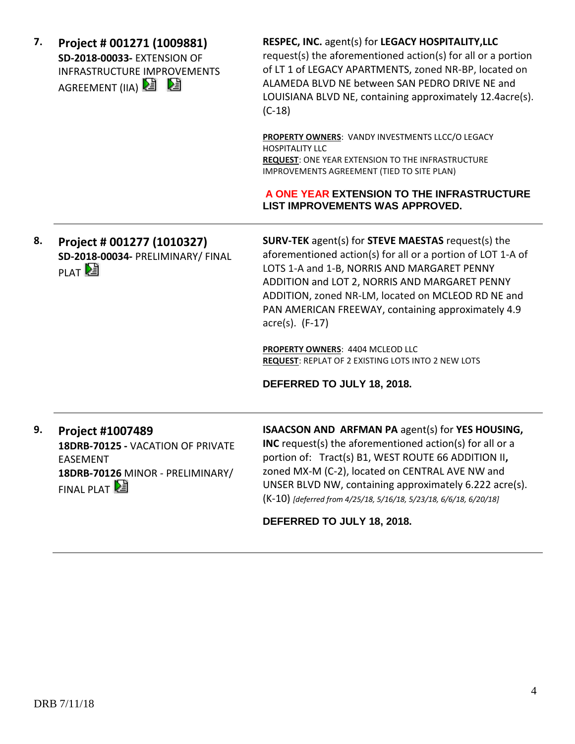7. **Project # 001271 (1009881)**
**SD-2018-00033-** EXTENSION OF INFRASTRUCTURE IMPROVEMENTS AGREEMENT (IIA)

**RESPEC, INC.** agent(s) for **LEGACY HOSPITALITY,LLC** request(s) the aforementioned action(s) for all or a portion of LT 1 of LEGACY APARTMENTS, zoned NR-BP, located on ALAMEDA BLVD NE between SAN PEDRO DRIVE NE and LOUISIANA BLVD NE, containing approximately 12.4acre(s). (C-18)

**PROPERTY OWNERS**: VANDY INVESTMENTS LLCC/O LEGACY HOSPITALITY LLC
**REQUEST**: ONE YEAR EXTENSION TO THE INFRASTRUCTURE IMPROVEMENTS AGREEMENT (TIED TO SITE PLAN)

**A ONE YEAR EXTENSION TO THE INFRASTRUCTURE LIST IMPROVEMENTS WAS APPROVED.**

---

8. **Project # 001277 (1010327)**
**SD-2018-00034-** PRELIMINARY/ FINAL PLAT

**SURV-TEK** agent(s) for **STEVE MAESTAS** request(s) the aforementioned action(s) for all or a portion of LOT 1-A of LOTS 1-A and 1-B, NORRIS AND MARGARET PENNY ADDITION and LOT 2, NORRIS AND MARGARET PENNY ADDITION, zoned NR-LM, located on MCLEOD RD NE and PAN AMERICAN FREEWAY, containing approximately 4.9 acre(s). (F-17)

**PROPERTY OWNERS**: 4404 MCLEOD LLC
**REQUEST**: REPLAT OF 2 EXISTING LOTS INTO 2 NEW LOTS

**DEFERRED TO JULY 18, 2018.**

---

9. **Project #1007489**
**18DRB-70125 -** VACATION OF PRIVATE EASEMENT
**18DRB-70126** MINOR - PRELIMINARY/ FINAL PLAT

**ISAACSON AND ARFMAN PA** agent(s) for **YES HOUSING, INC** request(s) the aforementioned action(s) for all or a portion of: Tract(s) B1, WEST ROUTE 66 ADDITION II**,** zoned MX-M (C-2), located on CENTRAL AVE NW and UNSER BLVD NW, containing approximately 6.222 acre(s). (K-10) *[deferred from 4/25/18, 5/16/18, 5/23/18, 6/6/18, 6/20/18]*

**DEFERRED TO JULY 18, 2018.**

---

DRB 7/11/18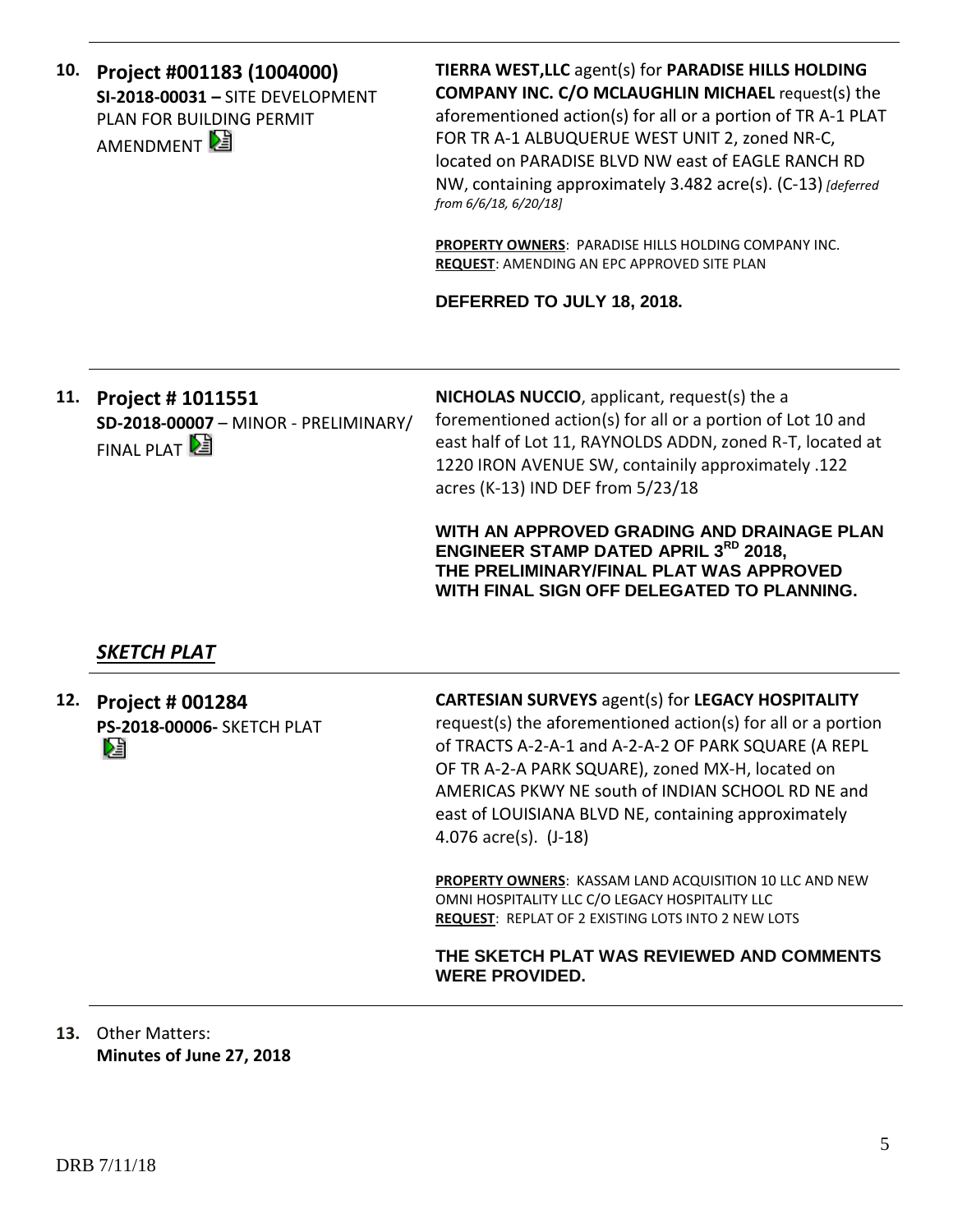**10. Project #001183 (1004000)**
**SI-2018-00031 –** SITE DEVELOPMENT PLAN FOR BUILDING PERMIT AMENDMENT

**TIERRA WEST,LLC** agent(s) for **PARADISE HILLS HOLDING COMPANY INC. C/O MCLAUGHLIN MICHAEL** request(s) the aforementioned action(s) for all or a portion of TR A-1 PLAT FOR TR A-1 ALBUQUERUE WEST UNIT 2, zoned NR-C, located on PARADISE BLVD NW east of EAGLE RANCH RD NW, containing approximately 3.482 acre(s). (C-13) *[deferred from 6/6/18, 6/20/18]*

**PROPERTY OWNERS**: PARADISE HILLS HOLDING COMPANY INC.
**REQUEST**: AMENDING AN EPC APPROVED SITE PLAN

**DEFERRED TO JULY 18, 2018.**

---

**11. Project # 1011551**
**SD-2018-00007** – MINOR - PRELIMINARY/ FINAL PLAT

**NICHOLAS NUCCIO**, applicant, request(s) the a forementioned action(s) for all or a portion of Lot 10 and east half of Lot 11, RAYNOLDS ADDN, zoned R-T, located at 1220 IRON AVENUE SW, containily approximately .122 acres (K-13) IND DEF from 5/23/18

**WITH AN APPROVED GRADING AND DRAINAGE PLAN ENGINEER STAMP DATED APRIL 3RD 2018, THE PRELIMINARY/FINAL PLAT WAS APPROVED WITH FINAL SIGN OFF DELEGATED TO PLANNING.**

## *SKETCH PLAT*

---

**12. Project # 001284**
**PS-2018-00006-** SKETCH PLAT

**CARTESIAN SURVEYS** agent(s) for **LEGACY HOSPITALITY** request(s) the aforementioned action(s) for all or a portion of TRACTS A-2-A-1 and A-2-A-2 OF PARK SQUARE (A REPL OF TR A-2-A PARK SQUARE), zoned MX-H, located on AMERICAS PKWY NE south of INDIAN SCHOOL RD NE and east of LOUISIANA BLVD NE, containing approximately 4.076 acre(s). (J-18)

**PROPERTY OWNERS**: KASSAM LAND ACQUISITION 10 LLC AND NEW OMNI HOSPITALITY LLC C/O LEGACY HOSPITALITY LLC
**REQUEST**: REPLAT OF 2 EXISTING LOTS INTO 2 NEW LOTS

**THE SKETCH PLAT WAS REVIEWED AND COMMENTS WERE PROVIDED.**

---

**13.** Other Matters:
**Minutes of June 27, 2018**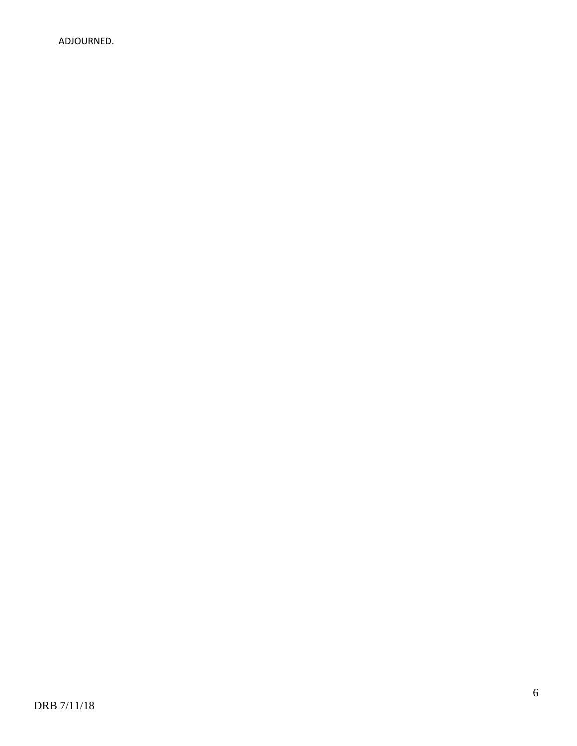ADJOURNED.